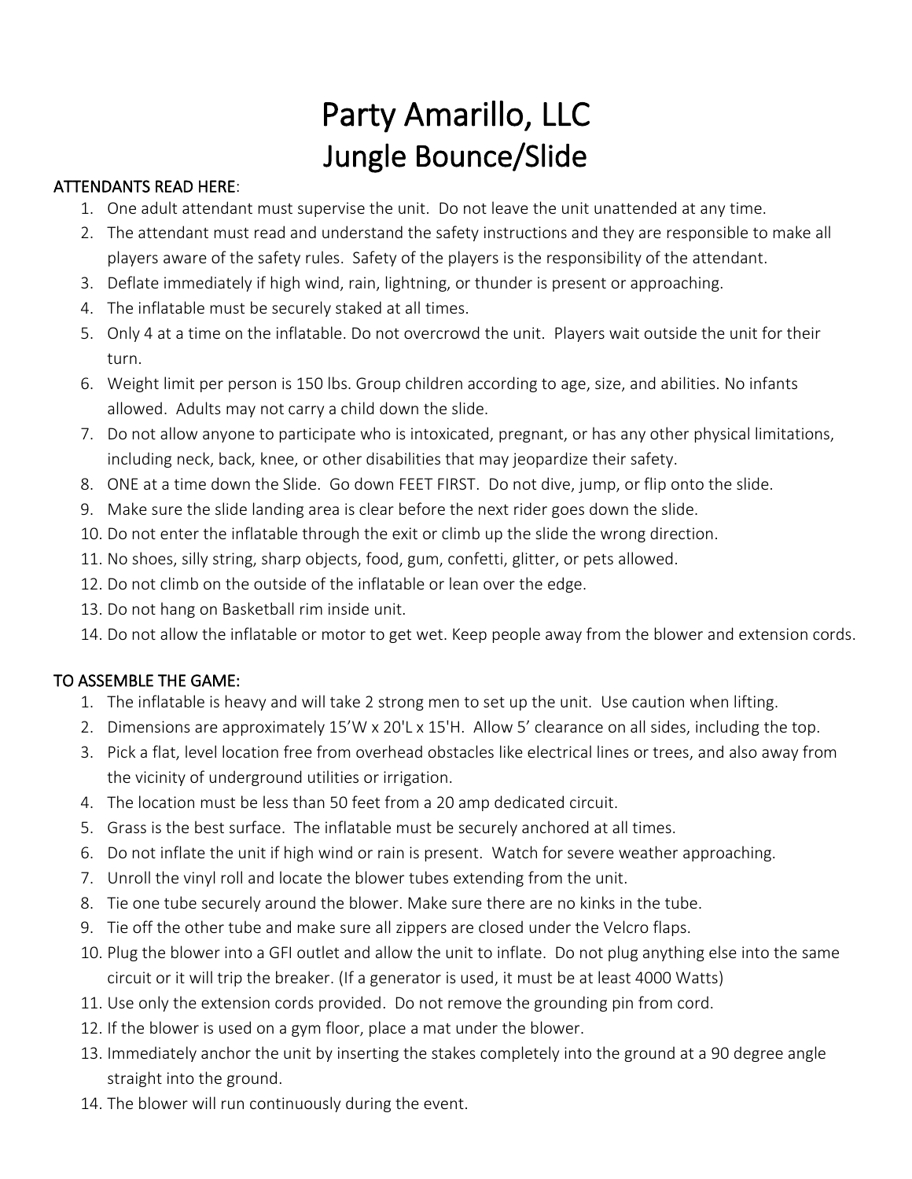# Party Amarillo, LLC
# Jungle Bounce/Slide

**ATTENDANTS READ HERE**:

1. One adult attendant must supervise the unit. Do not leave the unit unattended at any time.
2. The attendant must read and understand the safety instructions and they are responsible to make all players aware of the safety rules. Safety of the players is the responsibility of the attendant.
3. Deflate immediately if high wind, rain, lightning, or thunder is present or approaching.
4. The inflatable must be securely staked at all times.
5. Only 4 at a time on the inflatable. Do not overcrowd the unit. Players wait outside the unit for their turn.
6. Weight limit per person is 150 lbs. Group children according to age, size, and abilities. No infants allowed. Adults may not carry a child down the slide.
7. Do not allow anyone to participate who is intoxicated, pregnant, or has any other physical limitations, including neck, back, knee, or other disabilities that may jeopardize their safety.
8. ONE at a time down the Slide. Go down FEET FIRST. Do not dive, jump, or flip onto the slide.
9. Make sure the slide landing area is clear before the next rider goes down the slide.
10. Do not enter the inflatable through the exit or climb up the slide the wrong direction.
11. No shoes, silly string, sharp objects, food, gum, confetti, glitter, or pets allowed.
12. Do not climb on the outside of the inflatable or lean over the edge.
13. Do not hang on Basketball rim inside unit.
14. Do not allow the inflatable or motor to get wet. Keep people away from the blower and extension cords.

**TO ASSEMBLE THE GAME:**

1. The inflatable is heavy and will take 2 strong men to set up the unit. Use caution when lifting.
2. Dimensions are approximately 15'W x 20'L x 15'H. Allow 5' clearance on all sides, including the top.
3. Pick a flat, level location free from overhead obstacles like electrical lines or trees, and also away from the vicinity of underground utilities or irrigation.
4. The location must be less than 50 feet from a 20 amp dedicated circuit.
5. Grass is the best surface. The inflatable must be securely anchored at all times.
6. Do not inflate the unit if high wind or rain is present. Watch for severe weather approaching.
7. Unroll the vinyl roll and locate the blower tubes extending from the unit.
8. Tie one tube securely around the blower. Make sure there are no kinks in the tube.
9. Tie off the other tube and make sure all zippers are closed under the Velcro flaps.
10. Plug the blower into a GFI outlet and allow the unit to inflate. Do not plug anything else into the same circuit or it will trip the breaker. (If a generator is used, it must be at least 4000 Watts)
11. Use only the extension cords provided. Do not remove the grounding pin from cord.
12. If the blower is used on a gym floor, place a mat under the blower.
13. Immediately anchor the unit by inserting the stakes completely into the ground at a 90 degree angle straight into the ground.
14. The blower will run continuously during the event.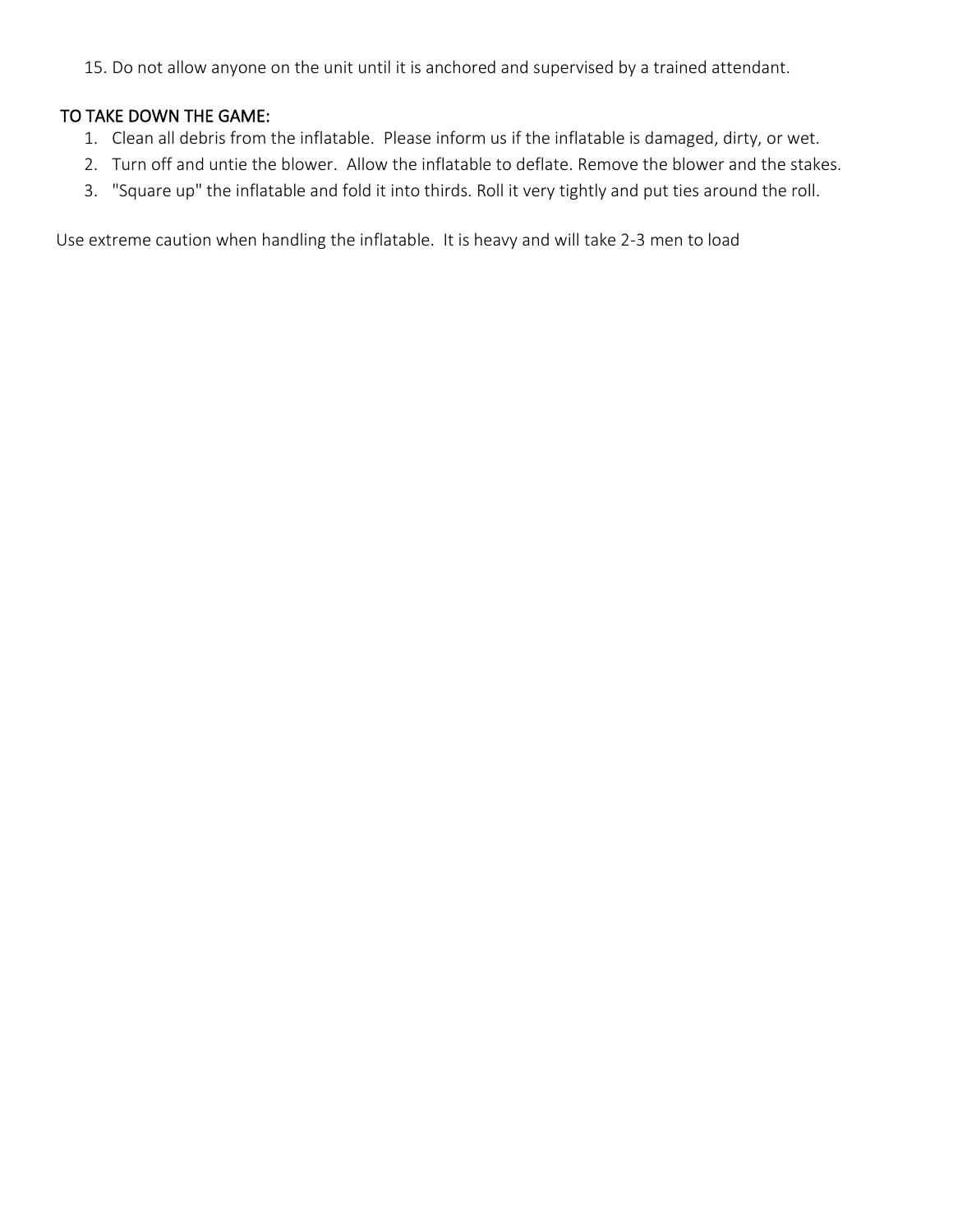15. Do not allow anyone on the unit until it is anchored and supervised by a trained attendant.

TO TAKE DOWN THE GAME:

1. Clean all debris from the inflatable. Please inform us if the inflatable is damaged, dirty, or wet.
2. Turn off and untie the blower. Allow the inflatable to deflate. Remove the blower and the stakes.
3. "Square up" the inflatable and fold it into thirds. Roll it very tightly and put ties around the roll.

Use extreme caution when handling the inflatable. It is heavy and will take 2-3 men to load